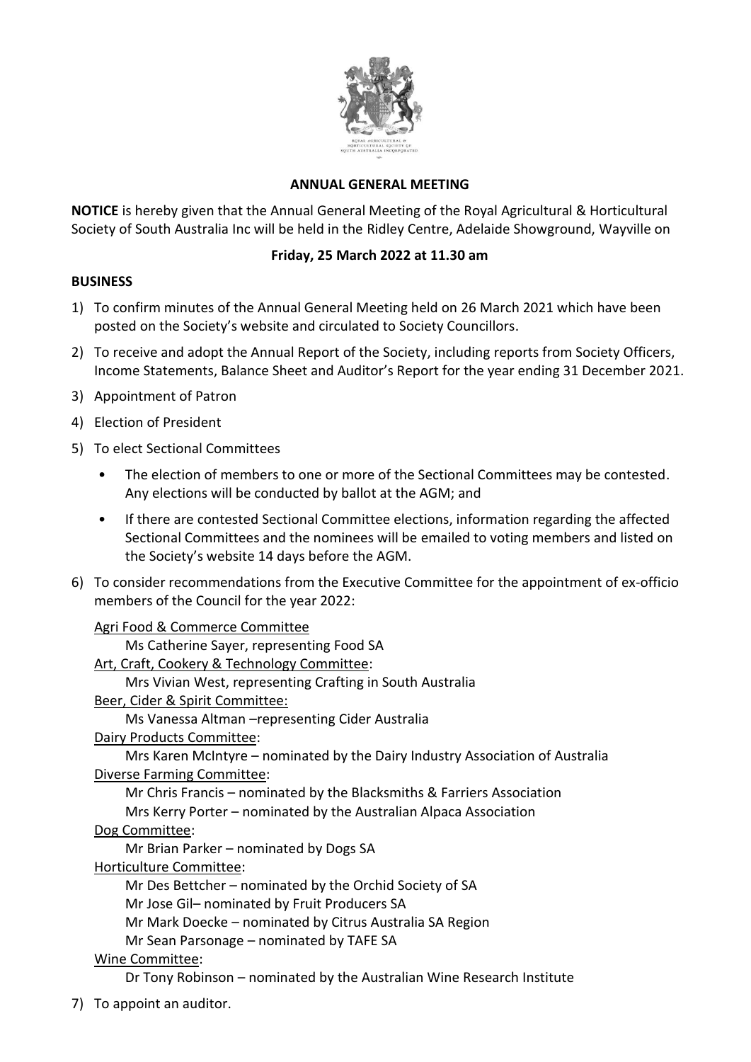## ANNUAL GENERAL MEETING

**NOTICE** is hereby given that the Annual General Meeting of the Royal Agricultural & Horticultural Society of South Australia Inc will be held in the Ridley Centre, Adelaide Showground, Wayville on

**Friday, 25 March 2022 at 11.30 am**

**BUSINESS**

1) To confirm minutes of the Annual General Meeting held on 26 March 2021 which have been posted on the Society's website and circulated to Society Councillors.
2) To receive and adopt the Annual Report of the Society, including reports from Society Officers, Income Statements, Balance Sheet and Auditor's Report for the year ending 31 December 2021.
3) Appointment of Patron
4) Election of President
5) To elect Sectional Committees
   - The election of members to one or more of the Sectional Committees may be contested. Any elections will be conducted by ballot at the AGM; and
   - If there are contested Sectional Committee elections, information regarding the affected Sectional Committees and the nominees will be emailed to voting members and listed on the Society's website 14 days before the AGM.
6) To consider recommendations from the Executive Committee for the appointment of ex-officio members of the Council for the year 2022:

   Agri Food & Commerce Committee
   - Ms Catherine Sayer, representing Food SA

   Art, Craft, Cookery & Technology Committee:
   - Mrs Vivian West, representing Crafting in South Australia

   Beer, Cider & Spirit Committee:
   - Ms Vanessa Altman –representing Cider Australia

   Dairy Products Committee:
   - Mrs Karen McIntyre – nominated by the Dairy Industry Association of Australia

   Diverse Farming Committee:
   - Mr Chris Francis – nominated by the Blacksmiths & Farriers Association
   - Mrs Kerry Porter – nominated by the Australian Alpaca Association

   Dog Committee:
   - Mr Brian Parker – nominated by Dogs SA

   Horticulture Committee:
   - Mr Des Bettcher – nominated by the Orchid Society of SA
   - Mr Jose Gil– nominated by Fruit Producers SA
   - Mr Mark Doecke – nominated by Citrus Australia SA Region
   - Mr Sean Parsonage – nominated by TAFE SA

   Wine Committee:
   - Dr Tony Robinson – nominated by the Australian Wine Research Institute

7) To appoint an auditor.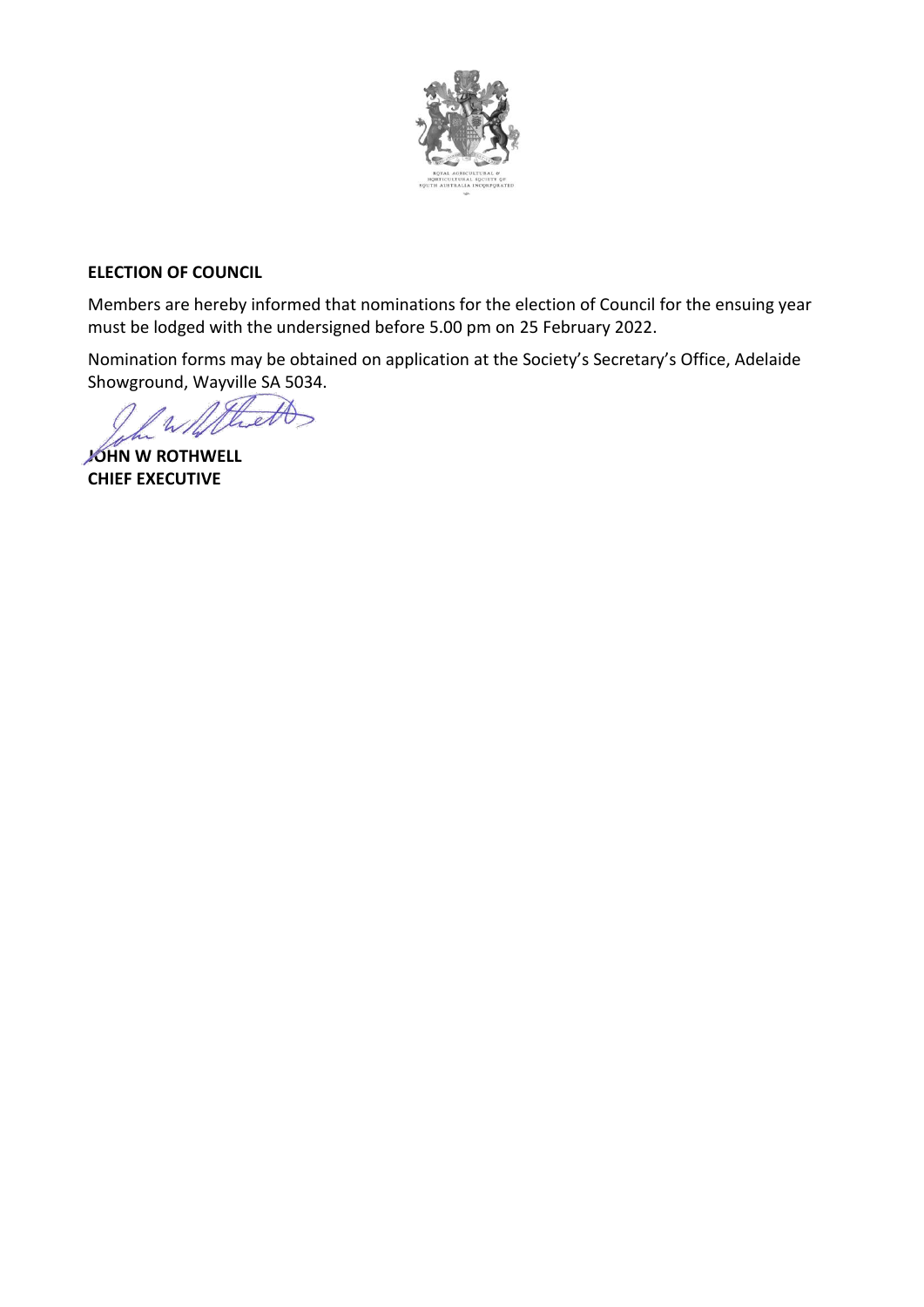**ELECTION OF COUNCIL**

Members are hereby informed that nominations for the election of Council for the ensuing year must be lodged with the undersigned before 5.00 pm on 25 February 2022.

Nomination forms may be obtained on application at the Society's Secretary's Office, Adelaide Showground, Wayville SA 5034.

**JOHN W ROTHWELL**
**CHIEF EXECUTIVE**